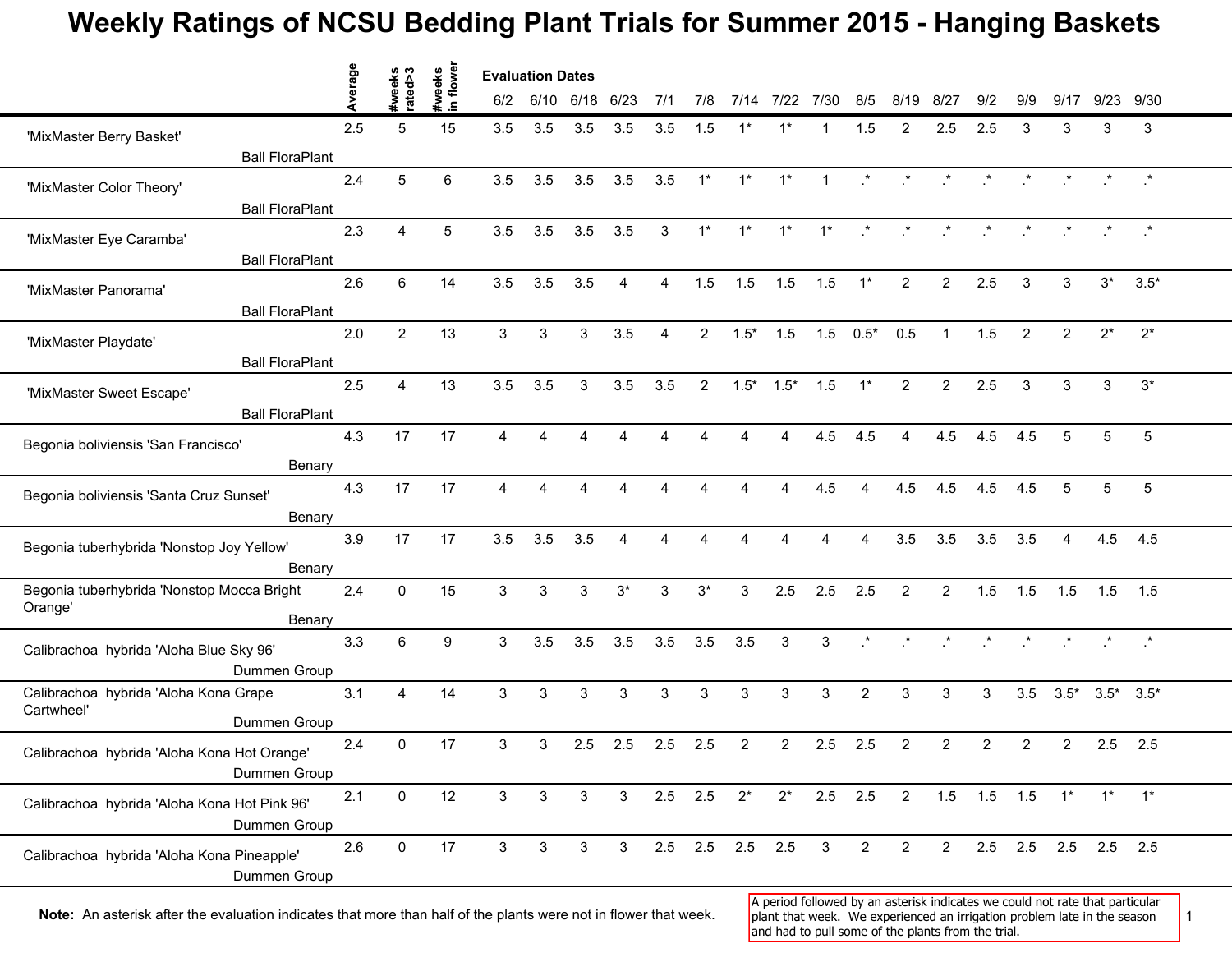# Weekly Ratings of NCSU Bedding Plant Trials for Summer 2015 - Hanging Baskets

| | Average | #weeks rated>3 | #weeks in flower | 6/2 | 6/10 | 6/18 | 6/23 | 7/1 | 7/8 | 7/14 | 7/22 | 7/30 | 8/5 | 8/19 | 8/27 | 9/2 | 9/9 | 9/17 | 9/23 | 9/30 |
|---|---|---|---|---|---|---|---|---|---|---|---|---|---|---|---|---|---|---|---|---|
| | | | | Evaluation Dates | | | | | | | | | | | | | | | | |
| 'MixMaster Berry Basket' Ball FloraPlant | 2.5 | 5 | 15 | 3.5 | 3.5 | 3.5 | 3.5 | 3.5 | 1.5 | 1* | 1* | 1 | 1.5 | 2 | 2.5 | 2.5 | 3 | 3 | 3 | 3 |
| 'MixMaster Color Theory' Ball FloraPlant | 2.4 | 5 | 6 | 3.5 | 3.5 | 3.5 | 3.5 | 3.5 | 1* | 1* | 1* | 1 | .* | .* | .* | .* | .* | .* | .* | .* |
| 'MixMaster Eye Caramba' Ball FloraPlant | 2.3 | 4 | 5 | 3.5 | 3.5 | 3.5 | 3.5 | 3 | 1* | 1* | 1* | 1* | .* | .* | .* | .* | .* | .* | .* | .* |
| 'MixMaster Panorama' Ball FloraPlant | 2.6 | 6 | 14 | 3.5 | 3.5 | 3.5 | 4 | 4 | 1.5 | 1.5 | 1.5 | 1.5 | 1* | 2 | 2 | 2.5 | 3 | 3 | 3* | 3.5* |
| 'MixMaster Playdate' Ball FloraPlant | 2.0 | 2 | 13 | 3 | 3 | 3 | 3.5 | 4 | 2 | 1.5* | 1.5 | 1.5 | 0.5* | 0.5 | 1 | 1.5 | 2 | 2 | 2* | 2* |
| 'MixMaster Sweet Escape' Ball FloraPlant | 2.5 | 4 | 13 | 3.5 | 3.5 | 3 | 3.5 | 3.5 | 2 | 1.5* | 1.5* | 1.5 | 1* | 2 | 2 | 2.5 | 3 | 3 | 3 | 3* |
| Begonia boliviensis 'San Francisco' Benary | 4.3 | 17 | 17 | 4 | 4 | 4 | 4 | 4 | 4 | 4 | 4 | 4.5 | 4.5 | 4 | 4.5 | 4.5 | 4.5 | 5 | 5 | 5 |
| Begonia boliviensis 'Santa Cruz Sunset' Benary | 4.3 | 17 | 17 | 4 | 4 | 4 | 4 | 4 | 4 | 4 | 4 | 4.5 | 4 | 4.5 | 4.5 | 4.5 | 4.5 | 5 | 5 | 5 |
| Begonia tuberhybrida 'Nonstop Joy Yellow' Benary | 3.9 | 17 | 17 | 3.5 | 3.5 | 3.5 | 4 | 4 | 4 | 4 | 4 | 4 | 4 | 3.5 | 3.5 | 3.5 | 3.5 | 4 | 4.5 | 4.5 |
| Begonia tuberhybrida 'Nonstop Mocca Bright Orange' Benary | 2.4 | 0 | 15 | 3 | 3 | 3 | 3* | 3 | 3* | 3 | 2.5 | 2.5 | 2.5 | 2 | 2 | 1.5 | 1.5 | 1.5 | 1.5 | 1.5 |
| Calibrachoa hybrida 'Aloha Blue Sky 96' Dummen Group | 3.3 | 6 | 9 | 3 | 3.5 | 3.5 | 3.5 | 3.5 | 3.5 | 3.5 | 3 | 3 | .* | .* | .* | .* | .* | .* | .* | .* |
| Calibrachoa hybrida 'Aloha Kona Grape Cartwheel' Dummen Group | 3.1 | 4 | 14 | 3 | 3 | 3 | 3 | 3 | 3 | 3 | 3 | 3 | 2 | 3 | 3 | 3 | 3.5 | 3.5* | 3.5* | 3.5* |
| Calibrachoa hybrida 'Aloha Kona Hot Orange' Dummen Group | 2.4 | 0 | 17 | 3 | 3 | 2.5 | 2.5 | 2.5 | 2.5 | 2 | 2 | 2.5 | 2.5 | 2 | 2 | 2 | 2 | 2 | 2.5 | 2.5 |
| Calibrachoa hybrida 'Aloha Kona Hot Pink 96' Dummen Group | 2.1 | 0 | 12 | 3 | 3 | 3 | 3 | 2.5 | 2.5 | 2* | 2* | 2.5 | 2.5 | 2 | 1.5 | 1.5 | 1.5 | 1* | 1* | 1* |
| Calibrachoa hybrida 'Aloha Kona Pineapple' Dummen Group | 2.6 | 0 | 17 | 3 | 3 | 3 | 3 | 2.5 | 2.5 | 2.5 | 2.5 | 3 | 2 | 2 | 2 | 2.5 | 2.5 | 2.5 | 2.5 | 2.5 |

**Note:** An asterisk after the evaluation indicates that more than half of the plants were not in flower that week.

A period followed by an asterisk indicates we could not rate that particular plant that week. We experienced an irrigation problem late in the season and had to pull some of the plants from the trial.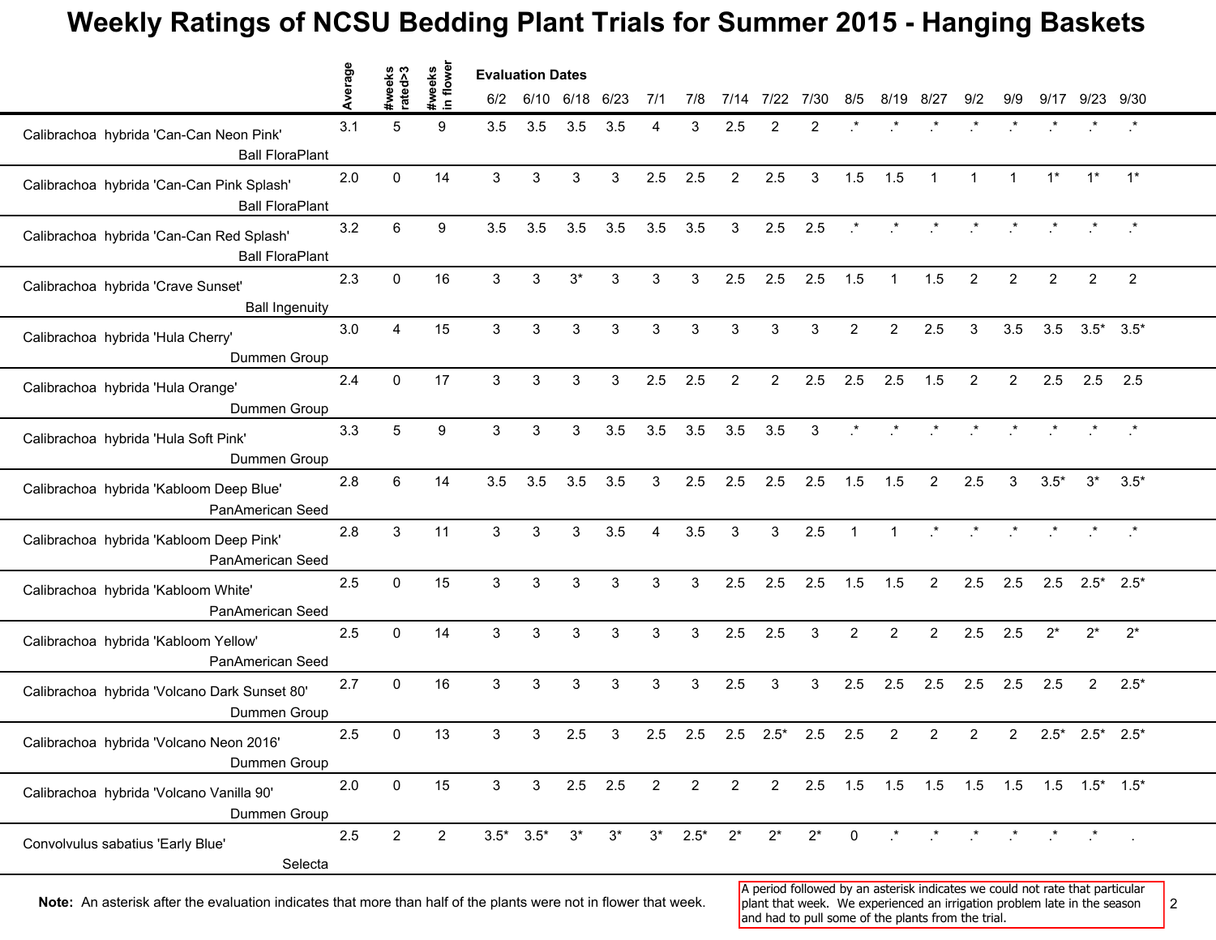# Weekly Ratings of NCSU Bedding Plant Trials for Summer 2015 - Hanging Baskets

| | Average | #weeks rated>3 | #weeks in flower | 6/2 | 6/10 | 6/18 | 6/23 | 7/1 | 7/8 | 7/14 | 7/22 | 7/30 | 8/5 | 8/19 | 8/27 | 9/2 | 9/9 | 9/17 | 9/23 | 9/30 |
|---|---|---|---|---|---|---|---|---|---|---|---|---|---|---|---|---|---|---|---|---|
| | | | | Evaluation Dates | | | | | | | | | | | | | | | | |
| Calibrachoa hybrida 'Can-Can Neon Pink' Ball FloraPlant | 3.1 | 5 | 9 | 3.5 | 3.5 | 3.5 | 3.5 | 4 | 3 | 2.5 | 2 | 2 | .* | .* | .* | .* | .* | .* | .* | .* |
| Calibrachoa hybrida 'Can-Can Pink Splash' Ball FloraPlant | 2.0 | 0 | 14 | 3 | 3 | 3 | 3 | 2.5 | 2.5 | 2 | 2.5 | 3 | 1.5 | 1.5 | 1 | 1 | 1 | 1* | 1* | 1* |
| Calibrachoa hybrida 'Can-Can Red Splash' Ball FloraPlant | 3.2 | 6 | 9 | 3.5 | 3.5 | 3.5 | 3.5 | 3.5 | 3.5 | 3 | 2.5 | 2.5 | .* | .* | .* | .* | .* | .* | .* | .* |
| Calibrachoa hybrida 'Crave Sunset' Ball Ingenuity | 2.3 | 0 | 16 | 3 | 3 | 3* | 3 | 3 | 3 | 2.5 | 2.5 | 2.5 | 1.5 | 1 | 1.5 | 2 | 2 | 2 | 2 | 2 |
| Calibrachoa hybrida 'Hula Cherry' Dummen Group | 3.0 | 4 | 15 | 3 | 3 | 3 | 3 | 3 | 3 | 3 | 3 | 3 | 2 | 2 | 2.5 | 3 | 3.5 | 3.5 | 3.5* | 3.5* |
| Calibrachoa hybrida 'Hula Orange' Dummen Group | 2.4 | 0 | 17 | 3 | 3 | 3 | 3 | 2.5 | 2.5 | 2 | 2 | 2.5 | 2.5 | 2.5 | 1.5 | 2 | 2 | 2.5 | 2.5 | 2.5 |
| Calibrachoa hybrida 'Hula Soft Pink' Dummen Group | 3.3 | 5 | 9 | 3 | 3 | 3 | 3.5 | 3.5 | 3.5 | 3.5 | 3.5 | 3 | .* | .* | .* | .* | .* | .* | .* | .* |
| Calibrachoa hybrida 'Kabloom Deep Blue' PanAmerican Seed | 2.8 | 6 | 14 | 3.5 | 3.5 | 3.5 | 3.5 | 3 | 2.5 | 2.5 | 2.5 | 2.5 | 1.5 | 1.5 | 2 | 2.5 | 3 | 3.5* | 3* | 3.5* |
| Calibrachoa hybrida 'Kabloom Deep Pink' PanAmerican Seed | 2.8 | 3 | 11 | 3 | 3 | 3 | 3.5 | 4 | 3.5 | 3 | 3 | 2.5 | 1 | 1 | .* | .* | .* | .* | .* | .* |
| Calibrachoa hybrida 'Kabloom White' PanAmerican Seed | 2.5 | 0 | 15 | 3 | 3 | 3 | 3 | 3 | 3 | 2.5 | 2.5 | 2.5 | 1.5 | 1.5 | 2 | 2.5 | 2.5 | 2.5 | 2.5* | 2.5* |
| Calibrachoa hybrida 'Kabloom Yellow' PanAmerican Seed | 2.5 | 0 | 14 | 3 | 3 | 3 | 3 | 3 | 3 | 2.5 | 2.5 | 3 | 2 | 2 | 2 | 2.5 | 2.5 | 2* | 2* | 2* |
| Calibrachoa hybrida 'Volcano Dark Sunset 80' Dummen Group | 2.7 | 0 | 16 | 3 | 3 | 3 | 3 | 3 | 3 | 2.5 | 3 | 3 | 2.5 | 2.5 | 2.5 | 2.5 | 2.5 | 2.5 | 2 | 2.5* |
| Calibrachoa hybrida 'Volcano Neon 2016' Dummen Group | 2.5 | 0 | 13 | 3 | 3 | 2.5 | 3 | 2.5 | 2.5 | 2.5 | 2.5* | 2.5 | 2.5 | 2 | 2 | 2 | 2 | 2.5* | 2.5* | 2.5* |
| Calibrachoa hybrida 'Volcano Vanilla 90' Dummen Group | 2.0 | 0 | 15 | 3 | 3 | 2.5 | 2.5 | 2 | 2 | 2 | 2 | 2.5 | 1.5 | 1.5 | 1.5 | 1.5 | 1.5 | 1.5 | 1.5* | 1.5* |
| Convolvulus sabatius 'Early Blue' Selecta | 2.5 | 2 | 2 | 3.5* | 3.5* | 3* | 3* | 3* | 2.5* | 2* | 2* | 2* | 0 | .* | .* | .* | .* | .* | .* | . |

**Note:** An asterisk after the evaluation indicates that more than half of the plants were not in flower that week.

A period followed by an asterisk indicates we could not rate that particular plant that week. We experienced an irrigation problem late in the season and had to pull some of the plants from the trial.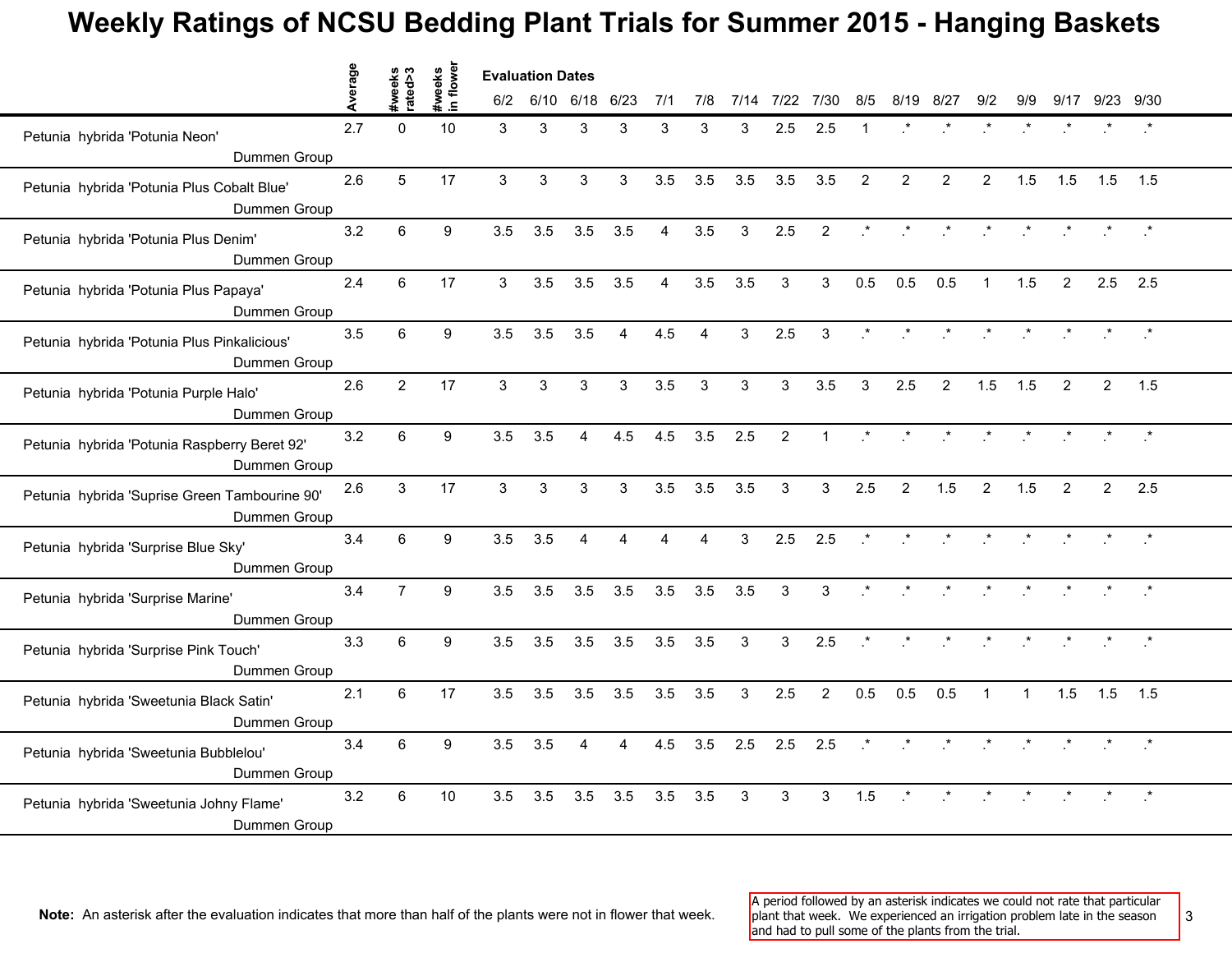# Weekly Ratings of NCSU Bedding Plant Trials for Summer 2015 - Hanging Baskets

| | Average | #weeks rated>3 | #weeks in flower | 6/2 | 6/10 | 6/18 | 6/23 | 7/1 | 7/8 | 7/14 | 7/22 | 7/30 | 8/5 | 8/19 | 8/27 | 9/2 | 9/9 | 9/17 | 9/23 | 9/30 |
|---|---|---|---|---|---|---|---|---|---|---|---|---|---|---|---|---|---|---|---|---|
| | | | | Evaluation Dates | | | | | | | | | | | | | | | | |
| Petunia hybrida 'Potunia Neon' Dummen Group | 2.7 | 0 | 10 | 3 | 3 | 3 | 3 | 3 | 3 | 3 | 2.5 | 2.5 | 1 | .* | .* | .* | .* | .* | .* | .* |
| Petunia hybrida 'Potunia Plus Cobalt Blue' Dummen Group | 2.6 | 5 | 17 | 3 | 3 | 3 | 3 | 3.5 | 3.5 | 3.5 | 3.5 | 3.5 | 2 | 2 | 2 | 2 | 1.5 | 1.5 | 1.5 | 1.5 |
| Petunia hybrida 'Potunia Plus Denim' Dummen Group | 3.2 | 6 | 9 | 3.5 | 3.5 | 3.5 | 3.5 | 4 | 3.5 | 3 | 2.5 | 2 | .* | .* | .* | .* | .* | .* | .* | .* |
| Petunia hybrida 'Potunia Plus Papaya' Dummen Group | 2.4 | 6 | 17 | 3 | 3.5 | 3.5 | 3.5 | 4 | 3.5 | 3.5 | 3 | 3 | 0.5 | 0.5 | 0.5 | 1 | 1.5 | 2 | 2.5 | 2.5 |
| Petunia hybrida 'Potunia Plus Pinkalicious' Dummen Group | 3.5 | 6 | 9 | 3.5 | 3.5 | 3.5 | 4 | 4.5 | 4 | 3 | 2.5 | 3 | .* | .* | .* | .* | .* | .* | .* | .* |
| Petunia hybrida 'Potunia Purple Halo' Dummen Group | 2.6 | 2 | 17 | 3 | 3 | 3 | 3 | 3.5 | 3 | 3 | 3 | 3.5 | 3 | 2.5 | 2 | 1.5 | 1.5 | 2 | 2 | 1.5 |
| Petunia hybrida 'Potunia Raspberry Beret 92' Dummen Group | 3.2 | 6 | 9 | 3.5 | 3.5 | 4 | 4.5 | 4.5 | 3.5 | 2.5 | 2 | 1 | .* | .* | .* | .* | .* | .* | .* | .* |
| Petunia hybrida 'Suprise Green Tambourine 90' Dummen Group | 2.6 | 3 | 17 | 3 | 3 | 3 | 3 | 3.5 | 3.5 | 3.5 | 3 | 3 | 2.5 | 2 | 1.5 | 2 | 1.5 | 2 | 2 | 2.5 |
| Petunia hybrida 'Surprise Blue Sky' Dummen Group | 3.4 | 6 | 9 | 3.5 | 3.5 | 4 | 4 | 4 | 4 | 3 | 2.5 | 2.5 | .* | .* | .* | .* | .* | .* | .* | .* |
| Petunia hybrida 'Surprise Marine' Dummen Group | 3.4 | 7 | 9 | 3.5 | 3.5 | 3.5 | 3.5 | 3.5 | 3.5 | 3.5 | 3 | 3 | .* | .* | .* | .* | .* | .* | .* | .* |
| Petunia hybrida 'Surprise Pink Touch' Dummen Group | 3.3 | 6 | 9 | 3.5 | 3.5 | 3.5 | 3.5 | 3.5 | 3.5 | 3 | 3 | 2.5 | .* | .* | .* | .* | .* | .* | .* | .* |
| Petunia hybrida 'Sweetunia Black Satin' Dummen Group | 2.1 | 6 | 17 | 3.5 | 3.5 | 3.5 | 3.5 | 3.5 | 3.5 | 3 | 2.5 | 2 | 0.5 | 0.5 | 0.5 | 1 | 1 | 1.5 | 1.5 | 1.5 |
| Petunia hybrida 'Sweetunia Bubblelou' Dummen Group | 3.4 | 6 | 9 | 3.5 | 3.5 | 4 | 4 | 4.5 | 3.5 | 2.5 | 2.5 | 2.5 | .* | .* | .* | .* | .* | .* | .* | .* |
| Petunia hybrida 'Sweetunia Johny Flame' Dummen Group | 3.2 | 6 | 10 | 3.5 | 3.5 | 3.5 | 3.5 | 3.5 | 3.5 | 3 | 3 | 3 | 1.5 | .* | .* | .* | .* | .* | .* | .* |

**Note:** An asterisk after the evaluation indicates that more than half of the plants were not in flower that week.

A period followed by an asterisk indicates we could not rate that particular plant that week. We experienced an irrigation problem late in the season and had to pull some of the plants from the trial.